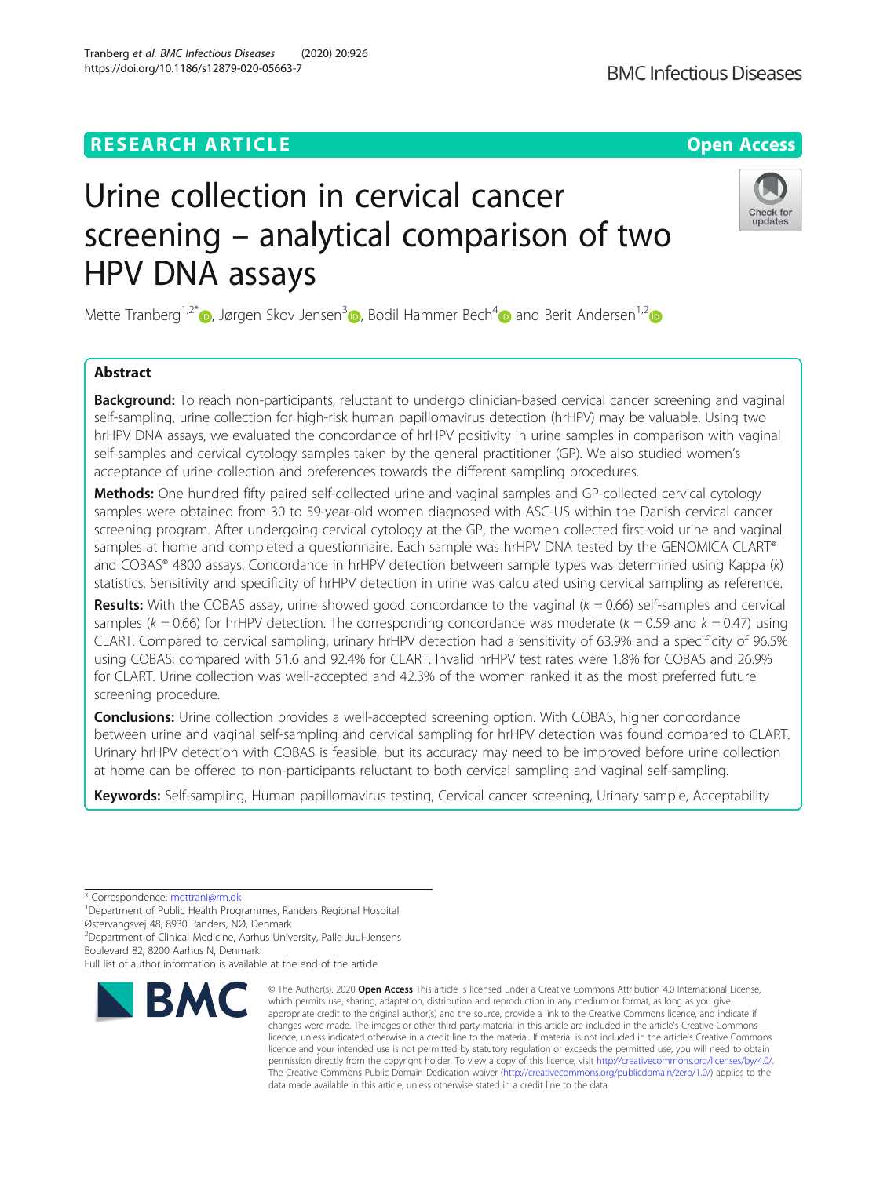RESEARCH ARTICLE

Open Access

# Urine collection in cervical cancer screening – analytical comparison of two HPV DNA assays

Mette Tranberg[1,2*], Jørgen Skov Jensen[3], Bodil Hammer Bech[4] and Berit Andersen[1,2]

## Abstract

**Background:** To reach non-participants, reluctant to undergo clinician-based cervical cancer screening and vaginal self-sampling, urine collection for high-risk human papillomavirus detection (hrHPV) may be valuable. Using two hrHPV DNA assays, we evaluated the concordance of hrHPV positivity in urine samples in comparison with vaginal self-samples and cervical cytology samples taken by the general practitioner (GP). We also studied women's acceptance of urine collection and preferences towards the different sampling procedures.

**Methods:** One hundred fifty paired self-collected urine and vaginal samples and GP-collected cervical cytology samples were obtained from 30 to 59-year-old women diagnosed with ASC-US within the Danish cervical cancer screening program. After undergoing cervical cytology at the GP, the women collected first-void urine and vaginal samples at home and completed a questionnaire. Each sample was hrHPV DNA tested by the GENOMICA CLART® and COBAS® 4800 assays. Concordance in hrHPV detection between sample types was determined using Kappa ($k$) statistics. Sensitivity and specificity of hrHPV detection in urine was calculated using cervical sampling as reference.

**Results:** With the COBAS assay, urine showed good concordance to the vaginal ($k = 0.66$) self-samples and cervical samples ($k = 0.66$) for hrHPV detection. The corresponding concordance was moderate ($k = 0.59$ and $k = 0.47$) using CLART. Compared to cervical sampling, urinary hrHPV detection had a sensitivity of 63.9% and a specificity of 96.5% using COBAS; compared with 51.6 and 92.4% for CLART. Invalid hrHPV test rates were 1.8% for COBAS and 26.9% for CLART. Urine collection was well-accepted and 42.3% of the women ranked it as the most preferred future screening procedure.

**Conclusions:** Urine collection provides a well-accepted screening option. With COBAS, higher concordance between urine and vaginal self-sampling and cervical sampling for hrHPV detection was found compared to CLART. Urinary hrHPV detection with COBAS is feasible, but its accuracy may need to be improved before urine collection at home can be offered to non-participants reluctant to both cervical sampling and vaginal self-sampling.

**Keywords:** Self-sampling, Human papillomavirus testing, Cervical cancer screening, Urinary sample, Acceptability

\* Correspondence: mettrani@rm.dk
[1]Department of Public Health Programmes, Randers Regional Hospital, Østervangsvej 48, 8930 Randers, NØ, Denmark
[2]Department of Clinical Medicine, Aarhus University, Palle Juul-Jensens Boulevard 82, 8200 Aarhus N, Denmark
Full list of author information is available at the end of the article

© The Author(s). 2020 **Open Access** This article is licensed under a Creative Commons Attribution 4.0 International License, which permits use, sharing, adaptation, distribution and reproduction in any medium or format, as long as you give appropriate credit to the original author(s) and the source, provide a link to the Creative Commons licence, and indicate if changes were made. The images or other third party material in this article are included in the article's Creative Commons licence, unless indicated otherwise in a credit line to the material. If material is not included in the article's Creative Commons licence and your intended use is not permitted by statutory regulation or exceeds the permitted use, you will need to obtain permission directly from the copyright holder. To view a copy of this licence, visit http://creativecommons.org/licenses/by/4.0/. The Creative Commons Public Domain Dedication waiver (http://creativecommons.org/publicdomain/zero/1.0/) applies to the data made available in this article, unless otherwise stated in a credit line to the data.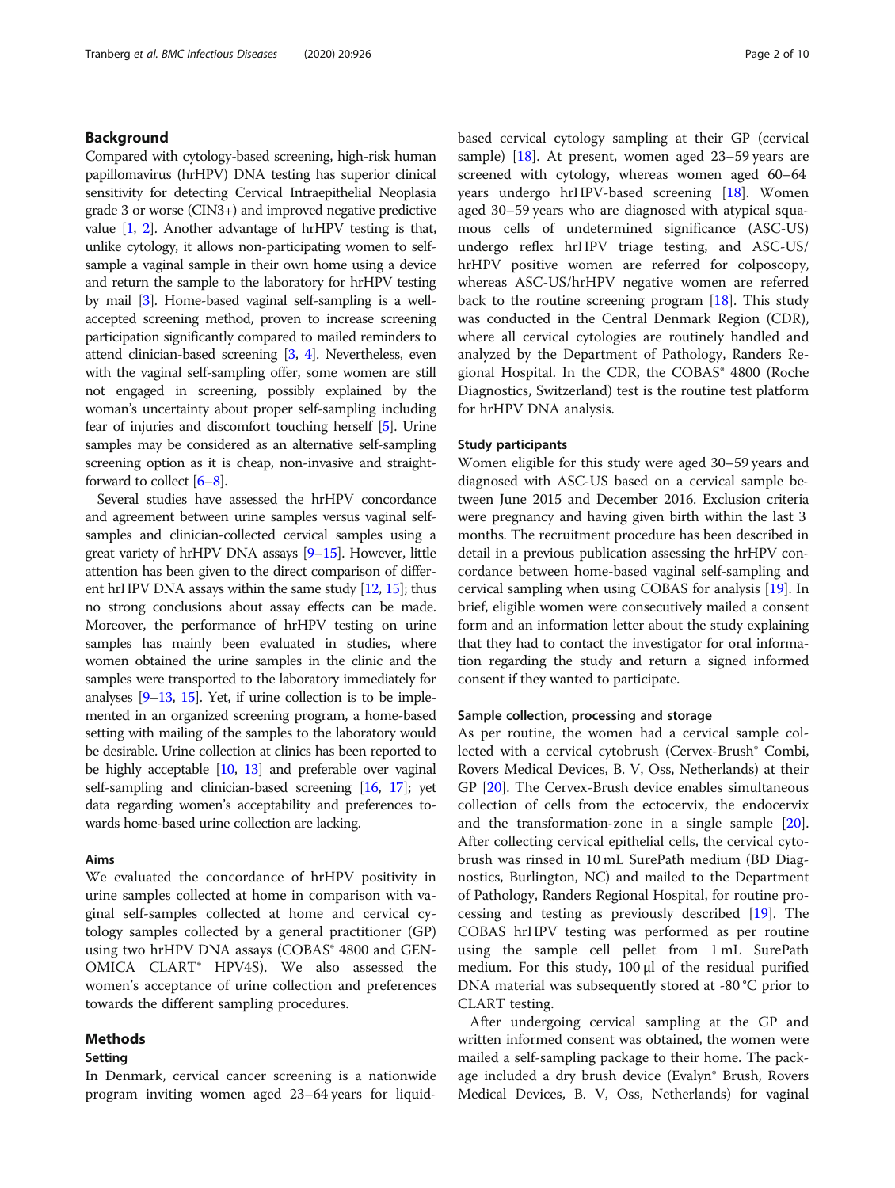## Background

Compared with cytology-based screening, high-risk human papillomavirus (hrHPV) DNA testing has superior clinical sensitivity for detecting Cervical Intraepithelial Neoplasia grade 3 or worse (CIN3+) and improved negative predictive value [1, 2]. Another advantage of hrHPV testing is that, unlike cytology, it allows non-participating women to self-sample a vaginal sample in their own home using a device and return the sample to the laboratory for hrHPV testing by mail [3]. Home-based vaginal self-sampling is a well-accepted screening method, proven to increase screening participation significantly compared to mailed reminders to attend clinician-based screening [3, 4]. Nevertheless, even with the vaginal self-sampling offer, some women are still not engaged in screening, possibly explained by the woman's uncertainty about proper self-sampling including fear of injuries and discomfort touching herself [5]. Urine samples may be considered as an alternative self-sampling screening option as it is cheap, non-invasive and straightforward to collect [6–8].

Several studies have assessed the hrHPV concordance and agreement between urine samples versus vaginal self-samples and clinician-collected cervical samples using a great variety of hrHPV DNA assays [9–15]. However, little attention has been given to the direct comparison of different hrHPV DNA assays within the same study [12, 15]; thus no strong conclusions about assay effects can be made. Moreover, the performance of hrHPV testing on urine samples has mainly been evaluated in studies, where women obtained the urine samples in the clinic and the samples were transported to the laboratory immediately for analyses [9–13, 15]. Yet, if urine collection is to be implemented in an organized screening program, a home-based setting with mailing of the samples to the laboratory would be desirable. Urine collection at clinics has been reported to be highly acceptable [10, 13] and preferable over vaginal self-sampling and clinician-based screening [16, 17]; yet data regarding women's acceptability and preferences towards home-based urine collection are lacking.

### Aims

We evaluated the concordance of hrHPV positivity in urine samples collected at home in comparison with vaginal self-samples collected at home and cervical cytology samples collected by a general practitioner (GP) using two hrHPV DNA assays (COBAS® 4800 and GENOMICA CLART® HPV4S). We also assessed the women's acceptance of urine collection and preferences towards the different sampling procedures.

## Methods

### Setting

In Denmark, cervical cancer screening is a nationwide program inviting women aged 23–64 years for liquid-based cervical cytology sampling at their GP (cervical sample) [18]. At present, women aged 23–59 years are screened with cytology, whereas women aged 60–64 years undergo hrHPV-based screening [18]. Women aged 30–59 years who are diagnosed with atypical squamous cells of undetermined significance (ASC-US) undergo reflex hrHPV triage testing, and ASC-US/hrHPV positive women are referred for colposcopy, whereas ASC-US/hrHPV negative women are referred back to the routine screening program [18]. This study was conducted in the Central Denmark Region (CDR), where all cervical cytologies are routinely handled and analyzed by the Department of Pathology, Randers Regional Hospital. In the CDR, the COBAS® 4800 (Roche Diagnostics, Switzerland) test is the routine test platform for hrHPV DNA analysis.

### Study participants

Women eligible for this study were aged 30–59 years and diagnosed with ASC-US based on a cervical sample between June 2015 and December 2016. Exclusion criteria were pregnancy and having given birth within the last 3 months. The recruitment procedure has been described in detail in a previous publication assessing the hrHPV concordance between home-based vaginal self-sampling and cervical sampling when using COBAS for analysis [19]. In brief, eligible women were consecutively mailed a consent form and an information letter about the study explaining that they had to contact the investigator for oral information regarding the study and return a signed informed consent if they wanted to participate.

### Sample collection, processing and storage

As per routine, the women had a cervical sample collected with a cervical cytobrush (Cervex-Brush® Combi, Rovers Medical Devices, B. V, Oss, Netherlands) at their GP [20]. The Cervex-Brush device enables simultaneous collection of cells from the ectocervix, the endocervix and the transformation-zone in a single sample [20]. After collecting cervical epithelial cells, the cervical cytobrush was rinsed in 10 mL SurePath medium (BD Diagnostics, Burlington, NC) and mailed to the Department of Pathology, Randers Regional Hospital, for routine processing and testing as previously described [19]. The COBAS hrHPV testing was performed as per routine using the sample cell pellet from 1 mL SurePath medium. For this study, 100 μl of the residual purified DNA material was subsequently stored at -80 °C prior to CLART testing.

After undergoing cervical sampling at the GP and written informed consent was obtained, the women were mailed a self-sampling package to their home. The package included a dry brush device (Evalyn® Brush, Rovers Medical Devices, B. V, Oss, Netherlands) for vaginal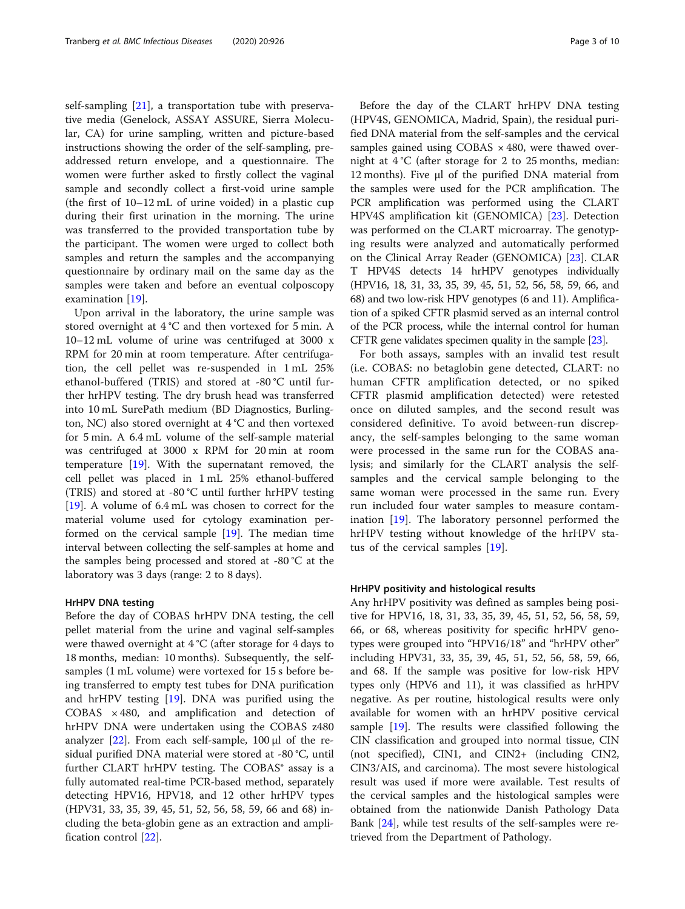self-sampling [21], a transportation tube with preservative media (Genelock, ASSAY ASSURE, Sierra Molecular, CA) for urine sampling, written and picture-based instructions showing the order of the self-sampling, pre-addressed return envelope, and a questionnaire. The women were further asked to firstly collect the vaginal sample and secondly collect a first-void urine sample (the first of 10–12 mL of urine voided) in a plastic cup during their first urination in the morning. The urine was transferred to the provided transportation tube by the participant. The women were urged to collect both samples and return the samples and the accompanying questionnaire by ordinary mail on the same day as the samples were taken and before an eventual colposcopy examination [19].

Upon arrival in the laboratory, the urine sample was stored overnight at 4 °C and then vortexed for 5 min. A 10–12 mL volume of urine was centrifuged at 3000 x RPM for 20 min at room temperature. After centrifugation, the cell pellet was re-suspended in 1 mL 25% ethanol-buffered (TRIS) and stored at -80 °C until further hrHPV testing. The dry brush head was transferred into 10 mL SurePath medium (BD Diagnostics, Burlington, NC) also stored overnight at 4 °C and then vortexed for 5 min. A 6.4 mL volume of the self-sample material was centrifuged at 3000 x RPM for 20 min at room temperature [19]. With the supernatant removed, the cell pellet was placed in 1 mL 25% ethanol-buffered (TRIS) and stored at -80 °C until further hrHPV testing [19]. A volume of 6.4 mL was chosen to correct for the material volume used for cytology examination performed on the cervical sample [19]. The median time interval between collecting the self-samples at home and the samples being processed and stored at -80 °C at the laboratory was 3 days (range: 2 to 8 days).

### HrHPV DNA testing

Before the day of COBAS hrHPV DNA testing, the cell pellet material from the urine and vaginal self-samples were thawed overnight at 4 °C (after storage for 4 days to 18 months, median: 10 months). Subsequently, the self-samples (1 mL volume) were vortexed for 15 s before being transferred to empty test tubes for DNA purification and hrHPV testing [19]. DNA was purified using the COBAS × 480, and amplification and detection of hrHPV DNA were undertaken using the COBAS z480 analyzer [22]. From each self-sample, 100 μl of the residual purified DNA material were stored at -80 °C, until further CLART hrHPV testing. The COBAS® assay is a fully automated real-time PCR-based method, separately detecting HPV16, HPV18, and 12 other hrHPV types (HPV31, 33, 35, 39, 45, 51, 52, 56, 58, 59, 66 and 68) including the beta-globin gene as an extraction and amplification control [22].

Before the day of the CLART hrHPV DNA testing (HPV4S, GENOMICA, Madrid, Spain), the residual purified DNA material from the self-samples and the cervical samples gained using COBAS × 480, were thawed overnight at 4 °C (after storage for 2 to 25 months, median: 12 months). Five μl of the purified DNA material from the samples were used for the PCR amplification. The PCR amplification was performed using the CLART HPV4S amplification kit (GENOMICA) [23]. Detection was performed on the CLART microarray. The genotyping results were analyzed and automatically performed on the Clinical Array Reader (GENOMICA) [23]. CLART HPV4S detects 14 hrHPV genotypes individually (HPV16, 18, 31, 33, 35, 39, 45, 51, 52, 56, 58, 59, 66, and 68) and two low-risk HPV genotypes (6 and 11). Amplification of a spiked CFTR plasmid served as an internal control of the PCR process, while the internal control for human CFTR gene validates specimen quality in the sample [23].

For both assays, samples with an invalid test result (i.e. COBAS: no betaglobin gene detected, CLART: no human CFTR amplification detected, or no spiked CFTR plasmid amplification detected) were retested once on diluted samples, and the second result was considered definitive. To avoid between-run discrepancy, the self-samples belonging to the same woman were processed in the same run for the COBAS analysis; and similarly for the CLART analysis the self-samples and the cervical sample belonging to the same woman were processed in the same run. Every run included four water samples to measure contamination [19]. The laboratory personnel performed the hrHPV testing without knowledge of the hrHPV status of the cervical samples [19].

### HrHPV positivity and histological results

Any hrHPV positivity was defined as samples being positive for HPV16, 18, 31, 33, 35, 39, 45, 51, 52, 56, 58, 59, 66, or 68, whereas positivity for specific hrHPV genotypes were grouped into "HPV16/18" and "hrHPV other" including HPV31, 33, 35, 39, 45, 51, 52, 56, 58, 59, 66, and 68. If the sample was positive for low-risk HPV types only (HPV6 and 11), it was classified as hrHPV negative. As per routine, histological results were only available for women with an hrHPV positive cervical sample [19]. The results were classified following the CIN classification and grouped into normal tissue, CIN (not specified), CIN1, and CIN2+ (including CIN2, CIN3/AIS, and carcinoma). The most severe histological result was used if more were available. Test results of the cervical samples and the histological samples were obtained from the nationwide Danish Pathology Data Bank [24], while test results of the self-samples were retrieved from the Department of Pathology.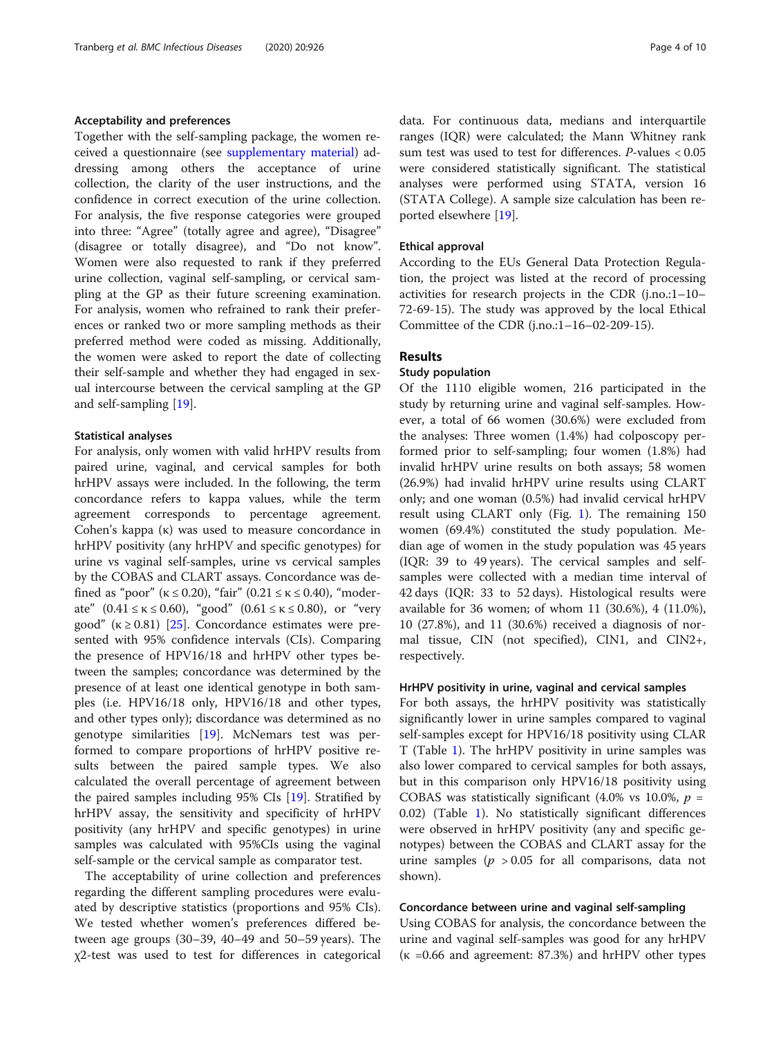### Acceptability and preferences

Together with the self-sampling package, the women received a questionnaire (see supplementary material) addressing among others the acceptance of urine collection, the clarity of the user instructions, and the confidence in correct execution of the urine collection. For analysis, the five response categories were grouped into three: "Agree" (totally agree and agree), "Disagree" (disagree or totally disagree), and "Do not know". Women were also requested to rank if they preferred urine collection, vaginal self-sampling, or cervical sampling at the GP as their future screening examination. For analysis, women who refrained to rank their preferences or ranked two or more sampling methods as their preferred method were coded as missing. Additionally, the women were asked to report the date of collecting their self-sample and whether they had engaged in sexual intercourse between the cervical sampling at the GP and self-sampling [19].

### Statistical analyses

For analysis, only women with valid hrHPV results from paired urine, vaginal, and cervical samples for both hrHPV assays were included. In the following, the term concordance refers to kappa values, while the term agreement corresponds to percentage agreement. Cohen's kappa (κ) was used to measure concordance in hrHPV positivity (any hrHPV and specific genotypes) for urine vs vaginal self-samples, urine vs cervical samples by the COBAS and CLART assays. Concordance was defined as "poor" ($\kappa \leq 0.20$), "fair" ($0.21 \leq \kappa \leq 0.40$), "moderate" ($0.41 \leq \kappa \leq 0.60$), "good" ($0.61 \leq \kappa \leq 0.80$), or "very good" ($\kappa \geq 0.81$) [25]. Concordance estimates were presented with 95% confidence intervals (CIs). Comparing the presence of HPV16/18 and hrHPV other types between the samples; concordance was determined by the presence of at least one identical genotype in both samples (i.e. HPV16/18 only, HPV16/18 and other types, and other types only); discordance was determined as no genotype similarities [19]. McNemars test was performed to compare proportions of hrHPV positive results between the paired sample types. We also calculated the overall percentage of agreement between the paired samples including 95% CIs [19]. Stratified by hrHPV assay, the sensitivity and specificity of hrHPV positivity (any hrHPV and specific genotypes) in urine samples was calculated with 95%CIs using the vaginal self-sample or the cervical sample as comparator test.

The acceptability of urine collection and preferences regarding the different sampling procedures were evaluated by descriptive statistics (proportions and 95% CIs). We tested whether women's preferences differed between age groups (30–39, 40–49 and 50–59 years). The $\chi 2$-test was used to test for differences in categorical data. For continuous data, medians and interquartile ranges (IQR) were calculated; the Mann Whitney rank sum test was used to test for differences. *P*-values < 0.05 were considered statistically significant. The statistical analyses were performed using STATA, version 16 (STATA College). A sample size calculation has been reported elsewhere [19].

### Ethical approval

According to the EUs General Data Protection Regulation, the project was listed at the record of processing activities for research projects in the CDR (j.no.:1–10–72-69-15). The study was approved by the local Ethical Committee of the CDR (j.no.:1–16–02-209-15).

## Results

### Study population

Of the 1110 eligible women, 216 participated in the study by returning urine and vaginal self-samples. However, a total of 66 women (30.6%) were excluded from the analyses: Three women (1.4%) had colposcopy performed prior to self-sampling; four women (1.8%) had invalid hrHPV urine results on both assays; 58 women (26.9%) had invalid hrHPV urine results using CLART only; and one woman (0.5%) had invalid cervical hrHPV result using CLART only (Fig. 1). The remaining 150 women (69.4%) constituted the study population. Median age of women in the study population was 45 years (IQR: 39 to 49 years). The cervical samples and self-samples were collected with a median time interval of 42 days (IQR: 33 to 52 days). Histological results were available for 36 women; of whom 11 (30.6%), 4 (11.0%), 10 (27.8%), and 11 (30.6%) received a diagnosis of normal tissue, CIN (not specified), CIN1, and CIN2+, respectively.

### HrHPV positivity in urine, vaginal and cervical samples

For both assays, the hrHPV positivity was statistically significantly lower in urine samples compared to vaginal self-samples except for HPV16/18 positivity using CLART (Table 1). The hrHPV positivity in urine samples was also lower compared to cervical samples for both assays, but in this comparison only HPV16/18 positivity using COBAS was statistically significant (4.0% vs 10.0%, $p$ = 0.02) (Table 1). No statistically significant differences were observed in hrHPV positivity (any and specific genotypes) between the COBAS and CLART assay for the urine samples ($p$ > 0.05 for all comparisons, data not shown).

### Concordance between urine and vaginal self-sampling

Using COBAS for analysis, the concordance between the urine and vaginal self-samples was good for any hrHPV (κ =0.66 and agreement: 87.3%) and hrHPV other types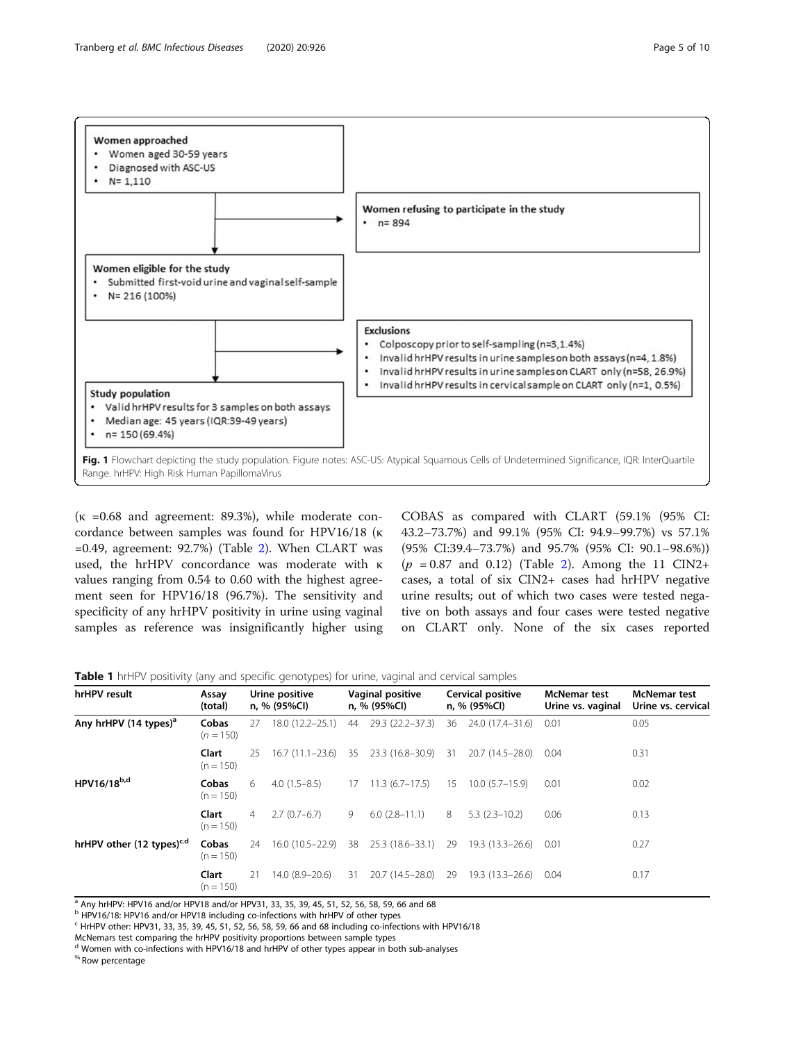**Women approached**

- Women aged 30-59 years
- Diagnosed with ASC-US
- N= 1,110

**Women refusing to participate in the study**

- n= 894

**Women eligible for the study**

- Submitted first-void urine and vaginal self-sample
- N= 216 (100%)

**Exclusions**

- Colposcopy prior to self-sampling (n=3,1.4%)
- Invalid hrHPV results in urine samples on both assays (n=4, 1.8%)
- Invalid hrHPV results in urine samples on CLART only (n=58, 26.9%)
- Invalid hrHPV results in cervical sample on CLART only (n=1, 0.5%)

**Study population**

- Valid hrHPV results for 3 samples on both assays
- Median age: 45 years (IQR:39-49 years)
- n= 150 (69.4%)

**Fig. 1** Flowchart depicting the study population. Figure notes: ASC-US: Atypical Squamous Cells of Undetermined Significance, IQR: InterQuartile Range. hrHPV: High Risk Human PapillomaVirus

(κ =0.68 and agreement: 89.3%), while moderate concordance between samples was found for HPV16/18 (κ =0.49, agreement: 92.7%) (Table 2). When CLART was used, the hrHPV concordance was moderate with κ values ranging from 0.54 to 0.60 with the highest agreement seen for HPV16/18 (96.7%). The sensitivity and specificity of any hrHPV positivity in urine using vaginal samples as reference was insignificantly higher using COBAS as compared with CLART (59.1% (95% CI: 43.2–73.7%) and 99.1% (95% CI: 94.9–99.7%) vs 57.1% (95% CI:39.4–73.7%) and 95.7% (95% CI: 90.1–98.6%)) ($p$ = 0.87 and 0.12) (Table 2). Among the 11 CIN2+ cases, a total of six CIN2+ cases had hrHPV negative urine results; out of which two cases were tested negative on both assays and four cases were tested negative on CLART only. None of the six cases reported

**Table 1** hrHPV positivity (any and specific genotypes) for urine, vaginal and cervical samples

| hrHPV result | Assay (total) | Urine positive n, % (95%CI) | | Vaginal positive n, % (95%CI) | | Cervical positive n, % (95%CI) | | McNemar test Urine vs. vaginal | McNemar test Urine vs. cervical |
|---|---|---|---|---|---|---|---|---|---|
| Any hrHPV (14 types)[a] | Cobas (n = 150) | 27 | 18.0 (12.2–25.1) | 44 | 29.3 (22.2–37.3) | 36 | 24.0 (17.4–31.6) | 0.01 | 0.05 |
| | Clart (n = 150) | 25 | 16.7 (11.1–23.6) | 35 | 23.3 (16.8–30.9) | 31 | 20.7 (14.5–28.0) | 0.04 | 0.31 |
| HPV16/18[b,d] | Cobas (n = 150) | 6 | 4.0 (1.5–8.5) | 17 | 11.3 (6.7–17.5) | 15 | 10.0 (5.7–15.9) | 0.01 | 0.02 |
| | Clart (n = 150) | 4 | 2.7 (0.7–6.7) | 9 | 6.0 (2.8–11.1) | 8 | 5.3 (2.3–10.2) | 0.06 | 0.13 |
| hrHPV other (12 types)[c,d] | Cobas (n = 150) | 24 | 16.0 (10.5–22.9) | 38 | 25.3 (18.6–33.1) | 29 | 19.3 (13.3–26.6) | 0.01 | 0.27 |
| | Clart (n = 150) | 21 | 14.0 (8.9–20.6) | 31 | 20.7 (14.5–28.0) | 29 | 19.3 (13.3–26.6) | 0.04 | 0.17 |

[a] Any hrHPV: HPV16 and/or HPV18 and/or HPV31, 33, 35, 39, 45, 51, 52, 56, 58, 59, 66 and 68
[b] HPV16/18: HPV16 and/or HPV18 including co-infections with hrHPV of other types
[c] HrHPV other: HPV31, 33, 35, 39, 45, 51, 52, 56, 58, 59, 66 and 68 including co-infections with HPV16/18
McNemars test comparing the hrHPV positivity proportions between sample types
[d] Women with co-infections with HPV16/18 and hrHPV of other types appear in both sub-analyses
[%] Row percentage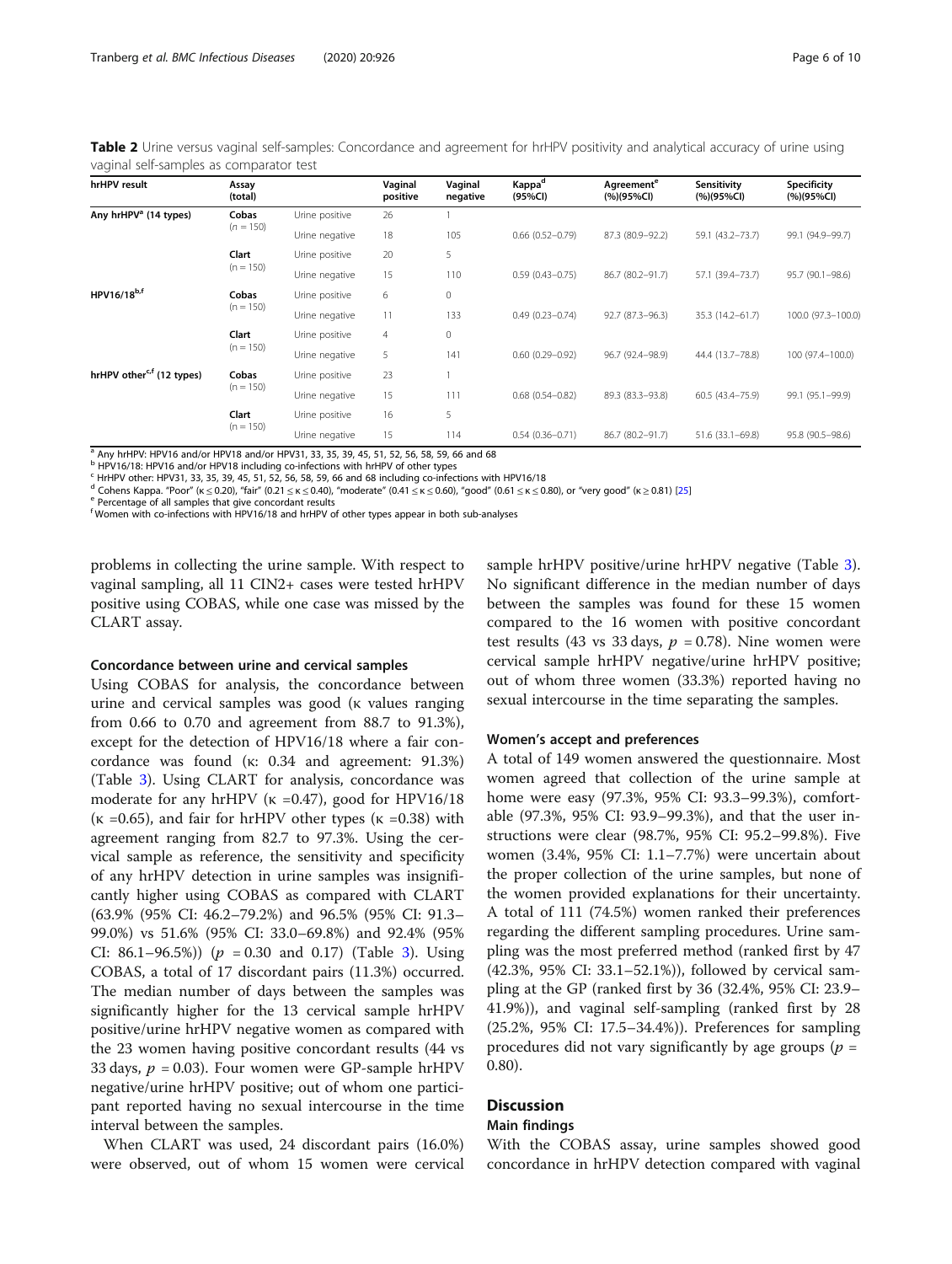**Table 2** Urine versus vaginal self-samples: Concordance and agreement for hrHPV positivity and analytical accuracy of urine using vaginal self-samples as comparator test

| hrHPV result | Assay (total) | | Vaginal positive | Vaginal negative | Kappa[d] (95%CI) | Agreement[e] (%)(95%CI) | Sensitivity (%)(95%CI) | Specificity (%)(95%CI) |
|---|---|---|---|---|---|---|---|---|
| Any hrHPV[a] (14 types) | Cobas (n = 150) | Urine positive | 26 | 1 | | | | |
| | | Urine negative | 18 | 105 | 0.66 (0.52–0.79) | 87.3 (80.9–92.2) | 59.1 (43.2–73.7) | 99.1 (94.9–99.7) |
| | Clart (n = 150) | Urine positive | 20 | 5 | | | | |
| | | Urine negative | 15 | 110 | 0.59 (0.43–0.75) | 86.7 (80.2–91.7) | 57.1 (39.4–73.7) | 95.7 (90.1–98.6) |
| HPV16/18[b,f] | Cobas (n = 150) | Urine positive | 6 | 0 | | | | |
| | | Urine negative | 11 | 133 | 0.49 (0.23–0.74) | 92.7 (87.3–96.3) | 35.3 (14.2–61.7) | 100.0 (97.3–100.0) |
| | Clart (n = 150) | Urine positive | 4 | 0 | | | | |
| | | Urine negative | 5 | 141 | 0.60 (0.29–0.92) | 96.7 (92.4–98.9) | 44.4 (13.7–78.8) | 100 (97.4–100.0) |
| hrHPV other[c,f] (12 types) | Cobas (n = 150) | Urine positive | 23 | 1 | | | | |
| | | Urine negative | 15 | 111 | 0.68 (0.54–0.82) | 89.3 (83.3–93.8) | 60.5 (43.4–75.9) | 99.1 (95.1–99.9) |
| | Clart (n = 150) | Urine positive | 16 | 5 | | | | |
| | | Urine negative | 15 | 114 | 0.54 (0.36–0.71) | 86.7 (80.2–91.7) | 51.6 (33.1–69.8) | 95.8 (90.5–98.6) |

[a] Any hrHPV: HPV16 and/or HPV18 and/or HPV31, 33, 35, 39, 45, 51, 52, 56, 58, 59, 66 and 68
[b] HPV16/18: HPV16 and/or HPV18 including co-infections with hrHPV of other types
[c] HrHPV other: HPV31, 33, 35, 39, 45, 51, 52, 56, 58, 59, 66 and 68 including co-infections with HPV16/18
[d] Cohens Kappa. "Poor" (κ ≤ 0.20), "fair" (0.21 ≤ κ ≤ 0.40), "moderate" (0.41 ≤ κ ≤ 0.60), "good" (0.61 ≤ κ ≤ 0.80), or "very good" (κ ≥ 0.81) [25]
[e] Percentage of all samples that give concordant results
[f] Women with co-infections with HPV16/18 and hrHPV of other types appear in both sub-analyses

problems in collecting the urine sample. With respect to vaginal sampling, all 11 CIN2+ cases were tested hrHPV positive using COBAS, while one case was missed by the CLART assay.

### Concordance between urine and cervical samples

Using COBAS for analysis, the concordance between urine and cervical samples was good (κ values ranging from 0.66 to 0.70 and agreement from 88.7 to 91.3%), except for the detection of HPV16/18 where a fair concordance was found (κ: 0.34 and agreement: 91.3%) (Table 3). Using CLART for analysis, concordance was moderate for any hrHPV (κ =0.47), good for HPV16/18 (κ =0.65), and fair for hrHPV other types (κ =0.38) with agreement ranging from 82.7 to 97.3%. Using the cervical sample as reference, the sensitivity and specificity of any hrHPV detection in urine samples was insignificantly higher using COBAS as compared with CLART (63.9% (95% CI: 46.2–79.2%) and 96.5% (95% CI: 91.3–99.0%) vs 51.6% (95% CI: 33.0–69.8%) and 92.4% (95% CI: 86.1–96.5%)) ($p$ = 0.30 and 0.17) (Table 3). Using COBAS, a total of 17 discordant pairs (11.3%) occurred. The median number of days between the samples was significantly higher for the 13 cervical sample hrHPV positive/urine hrHPV negative women as compared with the 23 women having positive concordant results (44 vs 33 days, $p$ = 0.03). Four women were GP-sample hrHPV negative/urine hrHPV positive; out of whom one participant reported having no sexual intercourse in the time interval between the samples.

When CLART was used, 24 discordant pairs (16.0%) were observed, out of whom 15 women were cervical sample hrHPV positive/urine hrHPV negative (Table 3). No significant difference in the median number of days between the samples was found for these 15 women compared to the 16 women with positive concordant test results (43 vs 33 days, $p$ = 0.78). Nine women were cervical sample hrHPV negative/urine hrHPV positive; out of whom three women (33.3%) reported having no sexual intercourse in the time separating the samples.

### Women's accept and preferences

A total of 149 women answered the questionnaire. Most women agreed that collection of the urine sample at home were easy (97.3%, 95% CI: 93.3–99.3%), comfortable (97.3%, 95% CI: 93.9–99.3%), and that the user instructions were clear (98.7%, 95% CI: 95.2–99.8%). Five women (3.4%, 95% CI: 1.1–7.7%) were uncertain about the proper collection of the urine samples, but none of the women provided explanations for their uncertainty. A total of 111 (74.5%) women ranked their preferences regarding the different sampling procedures. Urine sampling was the most preferred method (ranked first by 47 (42.3%, 95% CI: 33.1–52.1%)), followed by cervical sampling at the GP (ranked first by 36 (32.4%, 95% CI: 23.9–41.9%)), and vaginal self-sampling (ranked first by 28 (25.2%, 95% CI: 17.5–34.4%)). Preferences for sampling procedures did not vary significantly by age groups ($p$ = 0.80).

## Discussion

### Main findings

With the COBAS assay, urine samples showed good concordance in hrHPV detection compared with vaginal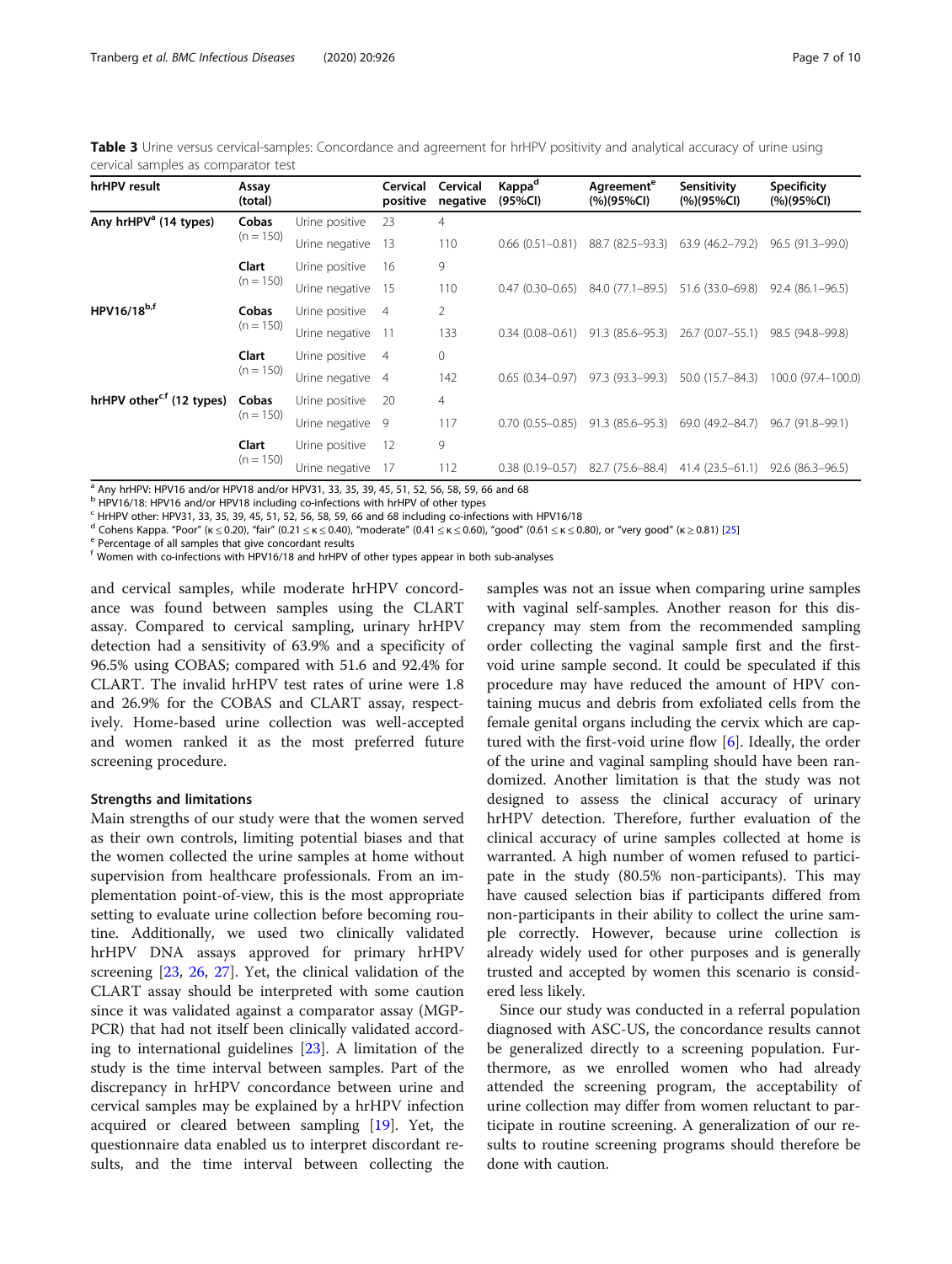**Table 3** Urine versus cervical-samples: Concordance and agreement for hrHPV positivity and analytical accuracy of urine using cervical samples as comparator test

| hrHPV result | Assay (total) | | Cervical positive | Cervical negative | Kappa[d] (95%CI) | Agreement[e] (%)(95%CI) | Sensitivity (%)(95%CI) | Specificity (%)(95%CI) |
|---|---|---|---|---|---|---|---|---|
| **Any hrHPV[a] (14 types)** | **Cobas** (n = 150) | Urine positive | 23 | 4 | | | | |
| | | Urine negative | 13 | 110 | 0.66 (0.51–0.81) | 88.7 (82.5–93.3) | 63.9 (46.2–79.2) | 96.5 (91.3–99.0) |
| | **Clart** (n = 150) | Urine positive | 16 | 9 | | | | |
| | | Urine negative | 15 | 110 | 0.47 (0.30–0.65) | 84.0 (77.1–89.5) | 51.6 (33.0–69.8) | 92.4 (86.1–96.5) |
| **HPV16/18[b,f]** | **Cobas** (n = 150) | Urine positive | 4 | 2 | | | | |
| | | Urine negative | 11 | 133 | 0.34 (0.08–0.61) | 91.3 (85.6–95.3) | 26.7 (0.07–55.1) | 98.5 (94.8–99.8) |
| | **Clart** (n = 150) | Urine positive | 4 | 0 | | | | |
| | | Urine negative | 4 | 142 | 0.65 (0.34–0.97) | 97.3 (93.3–99.3) | 50.0 (15.7–84.3) | 100.0 (97.4–100.0) |
| **hrHPV other[c,f] (12 types)** | **Cobas** (n = 150) | Urine positive | 20 | 4 | | | | |
| | | Urine negative | 9 | 117 | 0.70 (0.55–0.85) | 91.3 (85.6–95.3) | 69.0 (49.2–84.7) | 96.7 (91.8–99.1) |
| | **Clart** (n = 150) | Urine positive | 12 | 9 | | | | |
| | | Urine negative | 17 | 112 | 0.38 (0.19–0.57) | 82.7 (75.6–88.4) | 41.4 (23.5–61.1) | 92.6 (86.3–96.5) |

[a] Any hrHPV: HPV16 and/or HPV18 and/or HPV31, 33, 35, 39, 45, 51, 52, 56, 58, 59, 66 and 68
[b] HPV16/18: HPV16 and/or HPV18 including co-infections with hrHPV of other types
[c] HrHPV other: HPV31, 33, 35, 39, 45, 51, 52, 56, 58, 59, 66 and 68 including co-infections with HPV16/18
[d] Cohens Kappa. "Poor" (κ ≤ 0.20), "fair" (0.21 ≤ κ ≤ 0.40), "moderate" (0.41 ≤ κ ≤ 0.60), "good" (0.61 ≤ κ ≤ 0.80), or "very good" (κ ≥ 0.81) [25]
[e] Percentage of all samples that give concordant results
[f] Women with co-infections with HPV16/18 and hrHPV of other types appear in both sub-analyses

and cervical samples, while moderate hrHPV concordance was found between samples using the CLART assay. Compared to cervical sampling, urinary hrHPV detection had a sensitivity of 63.9% and a specificity of 96.5% using COBAS; compared with 51.6 and 92.4% for CLART. The invalid hrHPV test rates of urine were 1.8 and 26.9% for the COBAS and CLART assay, respectively. Home-based urine collection was well-accepted and women ranked it as the most preferred future screening procedure.

### Strengths and limitations

Main strengths of our study were that the women served as their own controls, limiting potential biases and that the women collected the urine samples at home without supervision from healthcare professionals. From an implementation point-of-view, this is the most appropriate setting to evaluate urine collection before becoming routine. Additionally, we used two clinically validated hrHPV DNA assays approved for primary hrHPV screening [23, 26, 27]. Yet, the clinical validation of the CLART assay should be interpreted with some caution since it was validated against a comparator assay (MGP-PCR) that had not itself been clinically validated according to international guidelines [23]. A limitation of the study is the time interval between samples. Part of the discrepancy in hrHPV concordance between urine and cervical samples may be explained by a hrHPV infection acquired or cleared between sampling [19]. Yet, the questionnaire data enabled us to interpret discordant results, and the time interval between collecting the samples was not an issue when comparing urine samples with vaginal self-samples. Another reason for this discrepancy may stem from the recommended sampling order collecting the vaginal sample first and the first-void urine sample second. It could be speculated if this procedure may have reduced the amount of HPV containing mucus and debris from exfoliated cells from the female genital organs including the cervix which are captured with the first-void urine flow [6]. Ideally, the order of the urine and vaginal sampling should have been randomized. Another limitation is that the study was not designed to assess the clinical accuracy of urinary hrHPV detection. Therefore, further evaluation of the clinical accuracy of urine samples collected at home is warranted. A high number of women refused to participate in the study (80.5% non-participants). This may have caused selection bias if participants differed from non-participants in their ability to collect the urine sample correctly. However, because urine collection is already widely used for other purposes and is generally trusted and accepted by women this scenario is considered less likely.

Since our study was conducted in a referral population diagnosed with ASC-US, the concordance results cannot be generalized directly to a screening population. Furthermore, as we enrolled women who had already attended the screening program, the acceptability of urine collection may differ from women reluctant to participate in routine screening. A generalization of our results to routine screening programs should therefore be done with caution.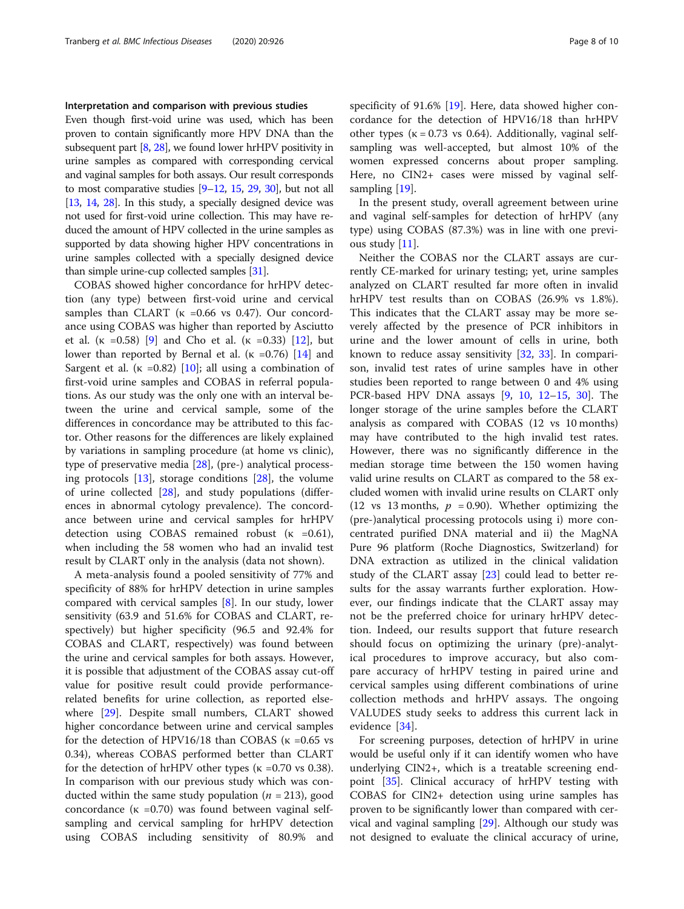### Interpretation and comparison with previous studies

Even though first-void urine was used, which has been proven to contain significantly more HPV DNA than the subsequent part [8, 28], we found lower hrHPV positivity in urine samples as compared with corresponding cervical and vaginal samples for both assays. Our result corresponds to most comparative studies [9–12, 15, 29, 30], but not all [13, 14, 28]. In this study, a specially designed device was not used for first-void urine collection. This may have reduced the amount of HPV collected in the urine samples as supported by data showing higher HPV concentrations in urine samples collected with a specially designed device than simple urine-cup collected samples [31].

COBAS showed higher concordance for hrHPV detection (any type) between first-void urine and cervical samples than CLART (κ =0.66 vs 0.47). Our concordance using COBAS was higher than reported by Asciutto et al. (κ =0.58) [9] and Cho et al. (κ =0.33) [12], but lower than reported by Bernal et al. (κ =0.76) [14] and Sargent et al. (κ =0.82) [10]; all using a combination of first-void urine samples and COBAS in referral populations. As our study was the only one with an interval between the urine and cervical sample, some of the differences in concordance may be attributed to this factor. Other reasons for the differences are likely explained by variations in sampling procedure (at home vs clinic), type of preservative media [28], (pre-) analytical processing protocols [13], storage conditions [28], the volume of urine collected [28], and study populations (differences in abnormal cytology prevalence). The concordance between urine and cervical samples for hrHPV detection using COBAS remained robust (κ =0.61), when including the 58 women who had an invalid test result by CLART only in the analysis (data not shown).

A meta-analysis found a pooled sensitivity of 77% and specificity of 88% for hrHPV detection in urine samples compared with cervical samples [8]. In our study, lower sensitivity (63.9 and 51.6% for COBAS and CLART, respectively) but higher specificity (96.5 and 92.4% for COBAS and CLART, respectively) was found between the urine and cervical samples for both assays. However, it is possible that adjustment of the COBAS assay cut-off value for positive result could provide performance-related benefits for urine collection, as reported elsewhere [29]. Despite small numbers, CLART showed higher concordance between urine and cervical samples for the detection of HPV16/18 than COBAS (κ =0.65 vs 0.34), whereas COBAS performed better than CLART for the detection of hrHPV other types (κ =0.70 vs 0.38). In comparison with our previous study which was conducted within the same study population ($n$ = 213), good concordance (κ =0.70) was found between vaginal self-sampling and cervical sampling for hrHPV detection using COBAS including sensitivity of 80.9% and specificity of 91.6% [19]. Here, data showed higher concordance for the detection of HPV16/18 than hrHPV other types (κ = 0.73 vs 0.64). Additionally, vaginal self-sampling was well-accepted, but almost 10% of the women expressed concerns about proper sampling. Here, no CIN2+ cases were missed by vaginal self-sampling [19].

In the present study, overall agreement between urine and vaginal self-samples for detection of hrHPV (any type) using COBAS (87.3%) was in line with one previous study [11].

Neither the COBAS nor the CLART assays are currently CE-marked for urinary testing; yet, urine samples analyzed on CLART resulted far more often in invalid hrHPV test results than on COBAS (26.9% vs 1.8%). This indicates that the CLART assay may be more severely affected by the presence of PCR inhibitors in urine and the lower amount of cells in urine, both known to reduce assay sensitivity [32, 33]. In comparison, invalid test rates of urine samples have in other studies been reported to range between 0 and 4% using PCR-based HPV DNA assays [9, 10, 12–15, 30]. The longer storage of the urine samples before the CLART analysis as compared with COBAS (12 vs 10 months) may have contributed to the high invalid test rates. However, there was no significantly difference in the median storage time between the 150 women having valid urine results on CLART as compared to the 58 excluded women with invalid urine results on CLART only (12 vs 13 months, $p$ = 0.90). Whether optimizing the (pre-)analytical processing protocols using i) more concentrated purified DNA material and ii) the MagNA Pure 96 platform (Roche Diagnostics, Switzerland) for DNA extraction as utilized in the clinical validation study of the CLART assay [23] could lead to better results for the assay warrants further exploration. However, our findings indicate that the CLART assay may not be the preferred choice for urinary hrHPV detection. Indeed, our results support that future research should focus on optimizing the urinary (pre)-analytical procedures to improve accuracy, but also compare accuracy of hrHPV testing in paired urine and cervical samples using different combinations of urine collection methods and hrHPV assays. The ongoing VALUDES study seeks to address this current lack in evidence [34].

For screening purposes, detection of hrHPV in urine would be useful only if it can identify women who have underlying CIN2+, which is a treatable screening endpoint [35]. Clinical accuracy of hrHPV testing with COBAS for CIN2+ detection using urine samples has proven to be significantly lower than compared with cervical and vaginal sampling [29]. Although our study was not designed to evaluate the clinical accuracy of urine,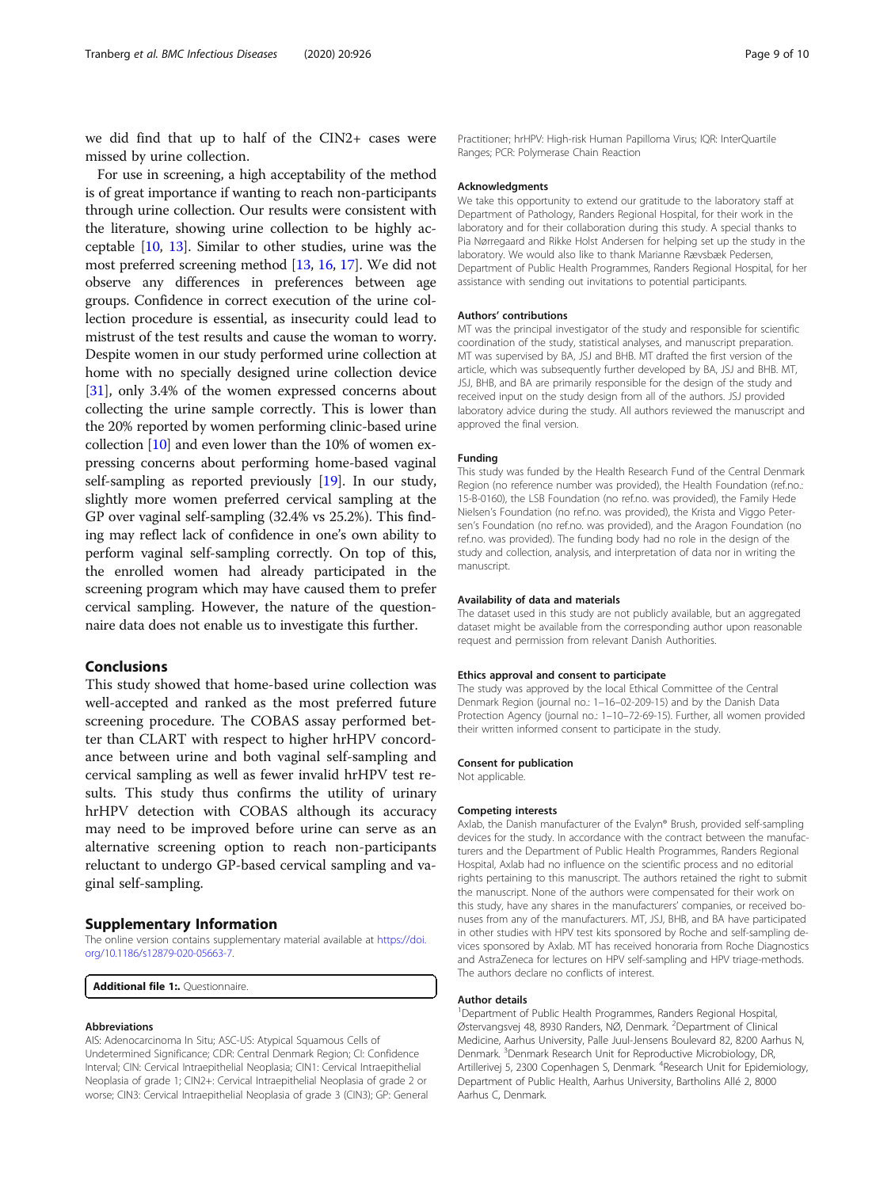we did find that up to half of the CIN2+ cases were missed by urine collection.

For use in screening, a high acceptability of the method is of great importance if wanting to reach non-participants through urine collection. Our results were consistent with the literature, showing urine collection to be highly acceptable [10, 13]. Similar to other studies, urine was the most preferred screening method [13, 16, 17]. We did not observe any differences in preferences between age groups. Confidence in correct execution of the urine collection procedure is essential, as insecurity could lead to mistrust of the test results and cause the woman to worry. Despite women in our study performed urine collection at home with no specially designed urine collection device [31], only 3.4% of the women expressed concerns about collecting the urine sample correctly. This is lower than the 20% reported by women performing clinic-based urine collection [10] and even lower than the 10% of women expressing concerns about performing home-based vaginal self-sampling as reported previously [19]. In our study, slightly more women preferred cervical sampling at the GP over vaginal self-sampling (32.4% vs 25.2%). This finding may reflect lack of confidence in one's own ability to perform vaginal self-sampling correctly. On top of this, the enrolled women had already participated in the screening program which may have caused them to prefer cervical sampling. However, the nature of the questionnaire data does not enable us to investigate this further.

## Conclusions

This study showed that home-based urine collection was well-accepted and ranked as the most preferred future screening procedure. The COBAS assay performed better than CLART with respect to higher hrHPV concordance between urine and both vaginal self-sampling and cervical sampling as well as fewer invalid hrHPV test results. This study thus confirms the utility of urinary hrHPV detection with COBAS although its accuracy may need to be improved before urine can serve as an alternative screening option to reach non-participants reluctant to undergo GP-based cervical sampling and vaginal self-sampling.

## Supplementary Information

The online version contains supplementary material available at https://doi.org/10.1186/s12879-020-05663-7.

**Additional file 1:.** Questionnaire.

### Abbreviations

AIS: Adenocarcinoma In Situ; ASC-US: Atypical Squamous Cells of Undetermined Significance; CDR: Central Denmark Region; CI: Confidence Interval; CIN: Cervical Intraepithelial Neoplasia; CIN1: Cervical Intraepithelial Neoplasia of grade 1; CIN2+: Cervical Intraepithelial Neoplasia of grade 2 or worse; CIN3: Cervical Intraepithelial Neoplasia of grade 3 (CIN3); GP: General Practitioner; hrHPV: High-risk Human Papilloma Virus; IQR: InterQuartile Ranges; PCR: Polymerase Chain Reaction

### Acknowledgments

We take this opportunity to extend our gratitude to the laboratory staff at Department of Pathology, Randers Regional Hospital, for their work in the laboratory and for their collaboration during this study. A special thanks to Pia Nørregaard and Rikke Holst Andersen for helping set up the study in the laboratory. We would also like to thank Marianne Rævsbæk Pedersen, Department of Public Health Programmes, Randers Regional Hospital, for her assistance with sending out invitations to potential participants.

### Authors' contributions

MT was the principal investigator of the study and responsible for scientific coordination of the study, statistical analyses, and manuscript preparation. MT was supervised by BA, JSJ and BHB. MT drafted the first version of the article, which was subsequently further developed by BA, JSJ and BHB. MT, JSJ, BHB, and BA are primarily responsible for the design of the study and received input on the study design from all of the authors. JSJ provided laboratory advice during the study. All authors reviewed the manuscript and approved the final version.

### Funding

This study was funded by the Health Research Fund of the Central Denmark Region (no reference number was provided), the Health Foundation (ref.no.: 15-B-0160), the LSB Foundation (no ref.no. was provided), the Family Hede Nielsen's Foundation (no ref.no. was provided), the Krista and Viggo Petersen's Foundation (no ref.no. was provided), and the Aragon Foundation (no ref.no. was provided). The funding body had no role in the design of the study and collection, analysis, and interpretation of data nor in writing the manuscript.

### Availability of data and materials

The dataset used in this study are not publicly available, but an aggregated dataset might be available from the corresponding author upon reasonable request and permission from relevant Danish Authorities.

### Ethics approval and consent to participate

The study was approved by the local Ethical Committee of the Central Denmark Region (journal no.: 1–16–02-209-15) and by the Danish Data Protection Agency (journal no.: 1–10–72-69-15). Further, all women provided their written informed consent to participate in the study.

### Consent for publication

Not applicable.

### Competing interests

Axlab, the Danish manufacturer of the Evalyn® Brush, provided self-sampling devices for the study. In accordance with the contract between the manufacturers and the Department of Public Health Programmes, Randers Regional Hospital, Axlab had no influence on the scientific process and no editorial rights pertaining to this manuscript. The authors retained the right to submit the manuscript. None of the authors were compensated for their work on this study, have any shares in the manufacturers' companies, or received bonuses from any of the manufacturers. MT, JSJ, BHB, and BA have participated in other studies with HPV test kits sponsored by Roche and self-sampling devices sponsored by Axlab. MT has received honoraria from Roche Diagnostics and AstraZeneca for lectures on HPV self-sampling and HPV triage-methods. The authors declare no conflicts of interest.

### Author details

[1]Department of Public Health Programmes, Randers Regional Hospital, Østervangsvej 48, 8930 Randers, NØ, Denmark. [2]Department of Clinical Medicine, Aarhus University, Palle Juul-Jensens Boulevard 82, 8200 Aarhus N, Denmark. [3]Denmark Research Unit for Reproductive Microbiology, DR, Artillerivej 5, 2300 Copenhagen S, Denmark. [4]Research Unit for Epidemiology, Department of Public Health, Aarhus University, Bartholins Allé 2, 8000 Aarhus C, Denmark.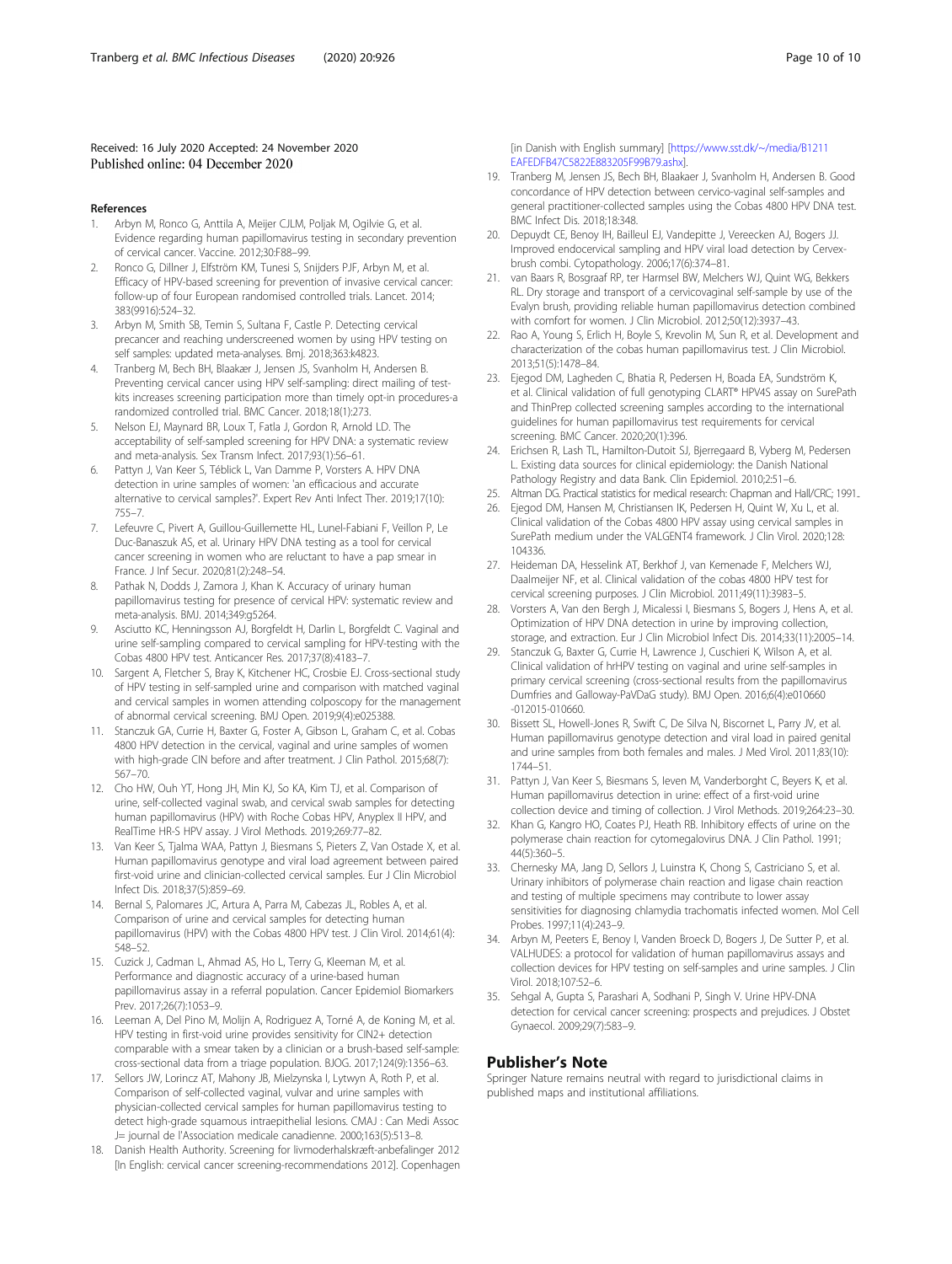Received: 16 July 2020 Accepted: 24 November 2020
Published online: 04 December 2020

## References

1. Arbyn M, Ronco G, Anttila A, Meijer CJLM, Poljak M, Ogilvie G, et al. Evidence regarding human papillomavirus testing in secondary prevention of cervical cancer. Vaccine. 2012;30:F88–99.
2. Ronco G, Dillner J, Elfström KM, Tunesi S, Snijders PJF, Arbyn M, et al. Efficacy of HPV-based screening for prevention of invasive cervical cancer: follow-up of four European randomised controlled trials. Lancet. 2014; 383(9916):524–32.
3. Arbyn M, Smith SB, Temin S, Sultana F, Castle P. Detecting cervical precancer and reaching underscreened women by using HPV testing on self samples: updated meta-analyses. Bmj. 2018;363:k4823.
4. Tranberg M, Bech BH, Blaakær J, Jensen JS, Svanholm H, Andersen B. Preventing cervical cancer using HPV self-sampling: direct mailing of test-kits increases screening participation more than timely opt-in procedures-a randomized controlled trial. BMC Cancer. 2018;18(1):273.
5. Nelson EJ, Maynard BR, Loux T, Fatla J, Gordon R, Arnold LD. The acceptability of self-sampled screening for HPV DNA: a systematic review and meta-analysis. Sex Transm Infect. 2017;93(1):56–61.
6. Pattyn J, Van Keer S, Téblick L, Van Damme P, Vorsters A. HPV DNA detection in urine samples of women: 'an efficacious and accurate alternative to cervical samples?'. Expert Rev Anti Infect Ther. 2019;17(10): 755–7.
7. Lefeuvre C, Pivert A, Guillou-Guillemette HL, Lunel-Fabiani F, Veillon P, Le Duc-Banaszuk AS, et al. Urinary HPV DNA testing as a tool for cervical cancer screening in women who are reluctant to have a pap smear in France. J Inf Secur. 2020;81(2):248–54.
8. Pathak N, Dodds J, Zamora J, Khan K. Accuracy of urinary human papillomavirus testing for presence of cervical HPV: systematic review and meta-analysis. BMJ. 2014;349:g5264.
9. Asciutto KC, Henningsson AJ, Borgfeldt H, Darlin L, Borgfeldt C. Vaginal and urine self-sampling compared to cervical sampling for HPV-testing with the Cobas 4800 HPV test. Anticancer Res. 2017;37(8):4183–7.
10. Sargent A, Fletcher S, Bray K, Kitchener HC, Crosbie EJ. Cross-sectional study of HPV testing in self-sampled urine and comparison with matched vaginal and cervical samples in women attending colposcopy for the management of abnormal cervical screening. BMJ Open. 2019;9(4):e025388.
11. Stanczuk GA, Currie H, Baxter G, Foster A, Gibson L, Graham C, et al. Cobas 4800 HPV detection in the cervical, vaginal and urine samples of women with high-grade CIN before and after treatment. J Clin Pathol. 2015;68(7): 567–70.
12. Cho HW, Ouh YT, Hong JH, Min KJ, So KA, Kim TJ, et al. Comparison of urine, self-collected vaginal swab, and cervical swab samples for detecting human papillomavirus (HPV) with Roche Cobas HPV, Anyplex II HPV, and RealTime HR-S HPV assay. J Virol Methods. 2019;269:77–82.
13. Van Keer S, Tjalma WAA, Pattyn J, Biesmans S, Pieters Z, Van Ostade X, et al. Human papillomavirus genotype and viral load agreement between paired first-void urine and clinician-collected cervical samples. Eur J Clin Microbiol Infect Dis. 2018;37(5):859–69.
14. Bernal S, Palomares JC, Artura A, Parra M, Cabezas JL, Robles A, et al. Comparison of urine and cervical samples for detecting human papillomavirus (HPV) with the Cobas 4800 HPV test. J Clin Virol. 2014;61(4): 548–52.
15. Cuzick J, Cadman L, Ahmad AS, Ho L, Terry G, Kleeman M, et al. Performance and diagnostic accuracy of a urine-based human papillomavirus assay in a referral population. Cancer Epidemiol Biomarkers Prev. 2017;26(7):1053–9.
16. Leeman A, Del Pino M, Molijn A, Rodriguez A, Torné A, de Koning M, et al. HPV testing in first-void urine provides sensitivity for CIN2+ detection comparable with a smear taken by a clinician or a brush-based self-sample: cross-sectional data from a triage population. BJOG. 2017;124(9):1356–63.
17. Sellors JW, Lorincz AT, Mahony JB, Mielzynska I, Lytwyn A, Roth P, et al. Comparison of self-collected vaginal, vulvar and urine samples with physician-collected cervical samples for human papillomavirus testing to detect high-grade squamous intraepithelial lesions. CMAJ : Can Medi Assoc J= journal de l'Association medicale canadienne. 2000;163(5):513–8.
18. Danish Health Authority. Screening for livmoderhalskræft-anbefalinger 2012 [In English: cervical cancer screening-recommendations 2012]. Copenhagen [in Danish with English summary] [https://www.sst.dk/~/media/B1211EAFEDFB47C5822E883205F99B79.ashx].
19. Tranberg M, Jensen JS, Bech BH, Blaakaer J, Svanholm H, Andersen B. Good concordance of HPV detection between cervico-vaginal self-samples and general practitioner-collected samples using the Cobas 4800 HPV DNA test. BMC Infect Dis. 2018;18:348.
20. Depuydt CE, Benoy IH, Bailleul EJ, Vandepitte J, Vereecken AJ, Bogers JJ. Improved endocervical sampling and HPV viral load detection by Cervex-brush combi. Cytopathology. 2006;17(6):374–81.
21. van Baars R, Bosgraaf RP, ter Harmsel BW, Melchers WJ, Quint WG, Bekkers RL. Dry storage and transport of a cervicovaginal self-sample by use of the Evalyn brush, providing reliable human papillomavirus detection combined with comfort for women. J Clin Microbiol. 2012;50(12):3937–43.
22. Rao A, Young S, Erlich H, Boyle S, Krevolin M, Sun R, et al. Development and characterization of the cobas human papillomavirus test. J Clin Microbiol. 2013;51(5):1478–84.
23. Ejegod DM, Lagheden C, Bhatia R, Pedersen H, Boada EA, Sundström K, et al. Clinical validation of full genotyping CLART® HPV4S assay on SurePath and ThinPrep collected screening samples according to the international guidelines for human papillomavirus test requirements for cervical screening. BMC Cancer. 2020;20(1):396.
24. Erichsen R, Lash TL, Hamilton-Dutoit SJ, Bjerregaard B, Vyberg M, Pedersen L. Existing data sources for clinical epidemiology: the Danish National Pathology Registry and data Bank. Clin Epidemiol. 2010;2:51–6.
25. Altman DG. Practical statistics for medical research: Chapman and Hall/CRC; 1991.
26. Ejegod DM, Hansen M, Christiansen IK, Pedersen H, Quint W, Xu L, et al. Clinical validation of the Cobas 4800 HPV assay using cervical samples in SurePath medium under the VALGENT4 framework. J Clin Virol. 2020;128: 104336.
27. Heideman DA, Hesselink AT, Berkhof J, van Kemenade F, Melchers WJ, Daalmeijer NF, et al. Clinical validation of the cobas 4800 HPV test for cervical screening purposes. J Clin Microbiol. 2011;49(11):3983–5.
28. Vorsters A, Van den Bergh J, Micalessi I, Biesmans S, Bogers J, Hens A, et al. Optimization of HPV DNA detection in urine by improving collection, storage, and extraction. Eur J Clin Microbiol Infect Dis. 2014;33(11):2005–14.
29. Stanczuk G, Baxter G, Currie H, Lawrence J, Cuschieri K, Wilson A, et al. Clinical validation of hrHPV testing on vaginal and urine self-samples in primary cervical screening (cross-sectional results from the papillomavirus Dumfries and Galloway-PaVDaG study). BMJ Open. 2016;6(4):e010660 -012015-010660.
30. Bissett SL, Howell-Jones R, Swift C, De Silva N, Biscornet L, Parry JV, et al. Human papillomavirus genotype detection and viral load in paired genital and urine samples from both females and males. J Med Virol. 2011;83(10): 1744–51.
31. Pattyn J, Van Keer S, Biesmans S, Ieven M, Vanderborght C, Beyers K, et al. Human papillomavirus detection in urine: effect of a first-void urine collection device and timing of collection. J Virol Methods. 2019;264:23–30.
32. Khan G, Kangro HO, Coates PJ, Heath RB. Inhibitory effects of urine on the polymerase chain reaction for cytomegalovirus DNA. J Clin Pathol. 1991; 44(5):360–5.
33. Chernesky MA, Jang D, Sellors J, Luinstra K, Chong S, Castriciano S, et al. Urinary inhibitors of polymerase chain reaction and ligase chain reaction and testing of multiple specimens may contribute to lower assay sensitivities for diagnosing chlamydia trachomatis infected women. Mol Cell Probes. 1997;11(4):243–9.
34. Arbyn M, Peeters E, Benoy I, Vanden Broeck D, Bogers J, De Sutter P, et al. VALHUDES: a protocol for validation of human papillomavirus assays and collection devices for HPV testing on self-samples and urine samples. J Clin Virol. 2018;107:52–6.
35. Sehgal A, Gupta S, Parashari A, Sodhani P, Singh V. Urine HPV-DNA detection for cervical cancer screening: prospects and prejudices. J Obstet Gynaecol. 2009;29(7):583–9.

## Publisher's Note

Springer Nature remains neutral with regard to jurisdictional claims in published maps and institutional affiliations.